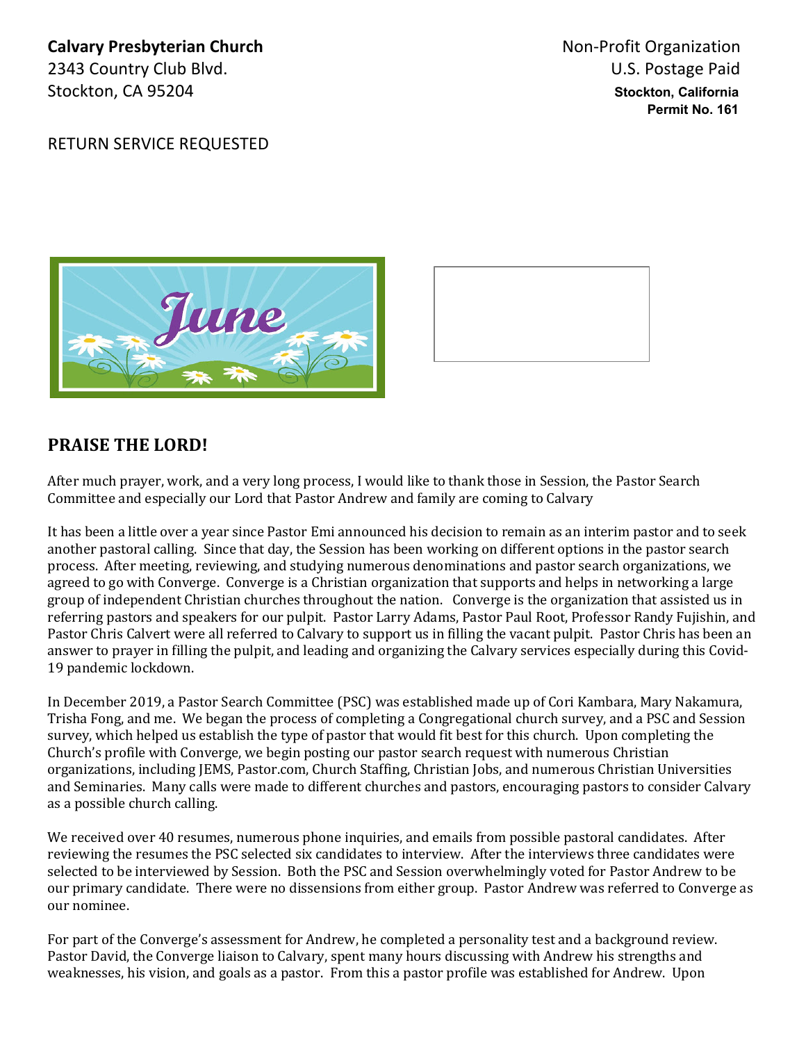**Calvary Presbyterian Church**
2343 Country Club Blvd.
Stockton, CA 95204

Non-Profit Organization
U.S. Postage Paid
**Stockton, California**
**Permit No. 161**

RETURN SERVICE REQUESTED

June

## PRAISE THE LORD!

After much prayer, work, and a very long process, I would like to thank those in Session, the Pastor Search Committee and especially our Lord that Pastor Andrew and family are coming to Calvary

It has been a little over a year since Pastor Emi announced his decision to remain as an interim pastor and to seek another pastoral calling. Since that day, the Session has been working on different options in the pastor search process. After meeting, reviewing, and studying numerous denominations and pastor search organizations, we agreed to go with Converge. Converge is a Christian organization that supports and helps in networking a large group of independent Christian churches throughout the nation. Converge is the organization that assisted us in referring pastors and speakers for our pulpit. Pastor Larry Adams, Pastor Paul Root, Professor Randy Fujishin, and Pastor Chris Calvert were all referred to Calvary to support us in filling the vacant pulpit. Pastor Chris has been an answer to prayer in filling the pulpit, and leading and organizing the Calvary services especially during this Covid-19 pandemic lockdown.

In December 2019, a Pastor Search Committee (PSC) was established made up of Cori Kambara, Mary Nakamura, Trisha Fong, and me. We began the process of completing a Congregational church survey, and a PSC and Session survey, which helped us establish the type of pastor that would fit best for this church. Upon completing the Church's profile with Converge, we begin posting our pastor search request with numerous Christian organizations, including JEMS, Pastor.com, Church Staffing, Christian Jobs, and numerous Christian Universities and Seminaries. Many calls were made to different churches and pastors, encouraging pastors to consider Calvary as a possible church calling.

We received over 40 resumes, numerous phone inquiries, and emails from possible pastoral candidates. After reviewing the resumes the PSC selected six candidates to interview. After the interviews three candidates were selected to be interviewed by Session. Both the PSC and Session overwhelmingly voted for Pastor Andrew to be our primary candidate. There were no dissensions from either group. Pastor Andrew was referred to Converge as our nominee.

For part of the Converge's assessment for Andrew, he completed a personality test and a background review. Pastor David, the Converge liaison to Calvary, spent many hours discussing with Andrew his strengths and weaknesses, his vision, and goals as a pastor. From this a pastor profile was established for Andrew. Upon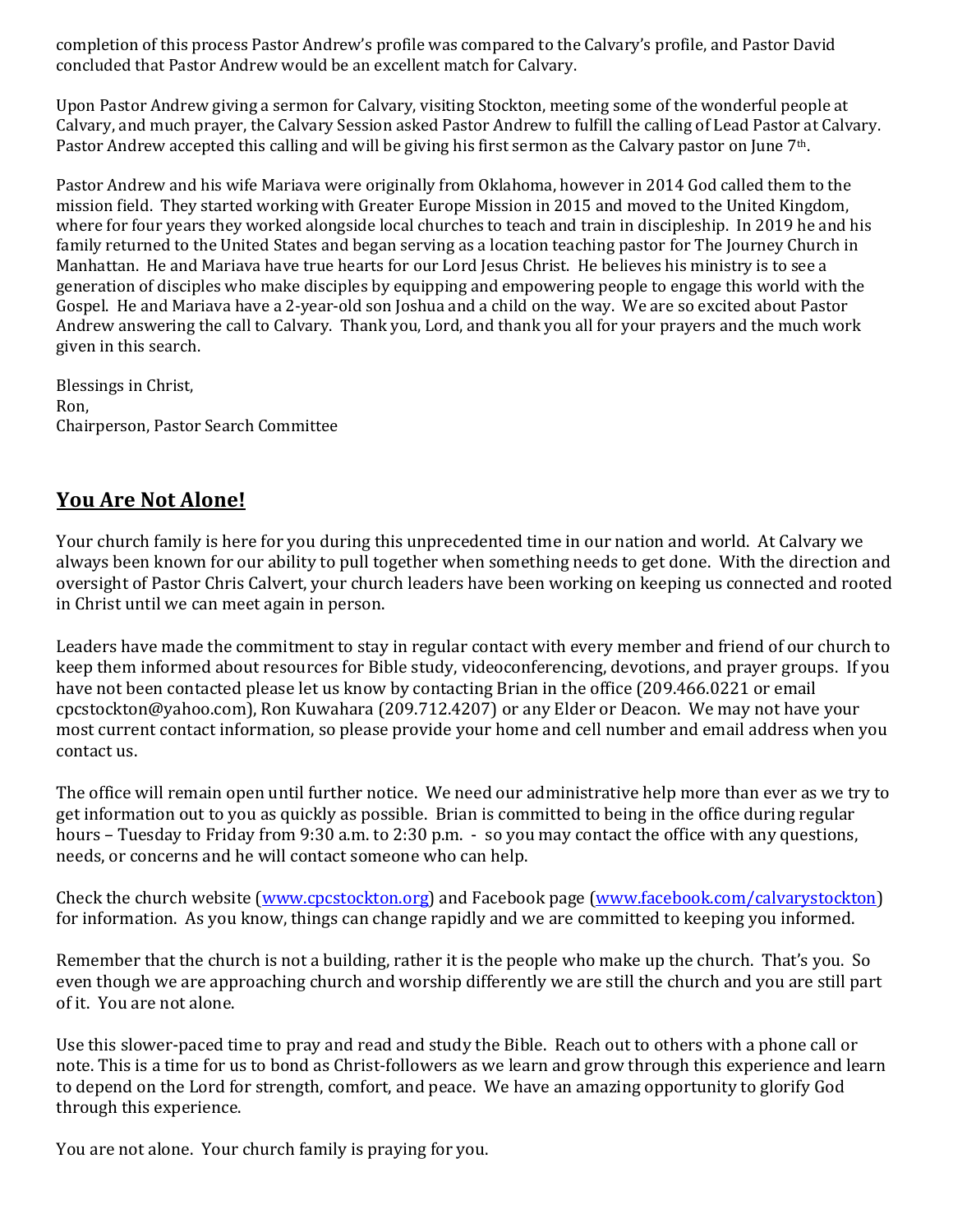completion of this process Pastor Andrew's profile was compared to the Calvary's profile, and Pastor David concluded that Pastor Andrew would be an excellent match for Calvary.

Upon Pastor Andrew giving a sermon for Calvary, visiting Stockton, meeting some of the wonderful people at Calvary, and much prayer, the Calvary Session asked Pastor Andrew to fulfill the calling of Lead Pastor at Calvary. Pastor Andrew accepted this calling and will be giving his first sermon as the Calvary pastor on June 7th.

Pastor Andrew and his wife Mariava were originally from Oklahoma, however in 2014 God called them to the mission field. They started working with Greater Europe Mission in 2015 and moved to the United Kingdom, where for four years they worked alongside local churches to teach and train in discipleship. In 2019 he and his family returned to the United States and began serving as a location teaching pastor for The Journey Church in Manhattan. He and Mariava have true hearts for our Lord Jesus Christ. He believes his ministry is to see a generation of disciples who make disciples by equipping and empowering people to engage this world with the Gospel. He and Mariava have a 2-year-old son Joshua and a child on the way. We are so excited about Pastor Andrew answering the call to Calvary. Thank you, Lord, and thank you all for your prayers and the much work given in this search.

Blessings in Christ,
Ron,
Chairperson, Pastor Search Committee

## **You Are Not Alone!**

Your church family is here for you during this unprecedented time in our nation and world. At Calvary we always been known for our ability to pull together when something needs to get done. With the direction and oversight of Pastor Chris Calvert, your church leaders have been working on keeping us connected and rooted in Christ until we can meet again in person.

Leaders have made the commitment to stay in regular contact with every member and friend of our church to keep them informed about resources for Bible study, videoconferencing, devotions, and prayer groups. If you have not been contacted please let us know by contacting Brian in the office (209.466.0221 or email cpcstockton@yahoo.com), Ron Kuwahara (209.712.4207) or any Elder or Deacon. We may not have your most current contact information, so please provide your home and cell number and email address when you contact us.

The office will remain open until further notice. We need our administrative help more than ever as we try to get information out to you as quickly as possible. Brian is committed to being in the office during regular hours – Tuesday to Friday from 9:30 a.m. to 2:30 p.m. - so you may contact the office with any questions, needs, or concerns and he will contact someone who can help.

Check the church website (www.cpcstockton.org) and Facebook page (www.facebook.com/calvarystockton) for information. As you know, things can change rapidly and we are committed to keeping you informed.

Remember that the church is not a building, rather it is the people who make up the church. That's you. So even though we are approaching church and worship differently we are still the church and you are still part of it. You are not alone.

Use this slower-paced time to pray and read and study the Bible. Reach out to others with a phone call or note. This is a time for us to bond as Christ-followers as we learn and grow through this experience and learn to depend on the Lord for strength, comfort, and peace. We have an amazing opportunity to glorify God through this experience.

You are not alone. Your church family is praying for you.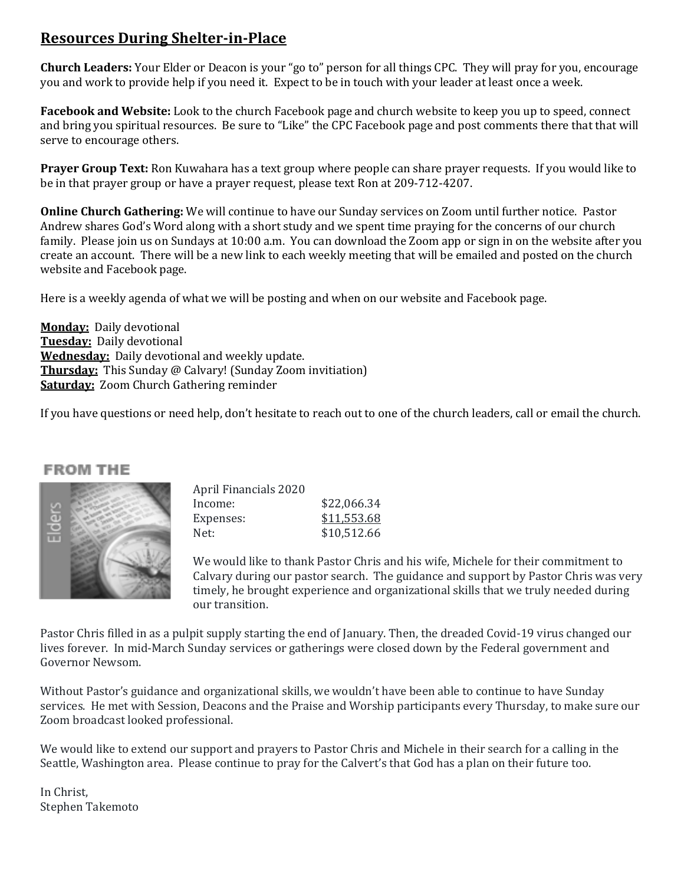## Resources During Shelter-in-Place

**Church Leaders:** Your Elder or Deacon is your "go to" person for all things CPC. They will pray for you, encourage you and work to provide help if you need it. Expect to be in touch with your leader at least once a week.

**Facebook and Website:** Look to the church Facebook page and church website to keep you up to speed, connect and bring you spiritual resources. Be sure to "Like" the CPC Facebook page and post comments there that that will serve to encourage others.

**Prayer Group Text:** Ron Kuwahara has a text group where people can share prayer requests. If you would like to be in that prayer group or have a prayer request, please text Ron at 209-712-4207.

**Online Church Gathering:** We will continue to have our Sunday services on Zoom until further notice. Pastor Andrew shares God's Word along with a short study and we spent time praying for the concerns of our church family. Please join us on Sundays at 10:00 a.m. You can download the Zoom app or sign in on the website after you create an account. There will be a new link to each weekly meeting that will be emailed and posted on the church website and Facebook page.

Here is a weekly agenda of what we will be posting and when on our website and Facebook page.

**Monday:** Daily devotional
**Tuesday:** Daily devotional
**Wednesday:** Daily devotional and weekly update.
**Thursday:** This Sunday @ Calvary! (Sunday Zoom invitiation)
**Saturday:** Zoom Church Gathering reminder

If you have questions or need help, don't hesitate to reach out to one of the church leaders, call or email the church.

## FROM THE Elders

April Financials 2020

| | |
|---|---|
| Income: | $22,066.34 |
| Expenses: | $11,553.68 |
| Net: | $10,512.66 |

We would like to thank Pastor Chris and his wife, Michele for their commitment to Calvary during our pastor search. The guidance and support by Pastor Chris was very timely, he brought experience and organizational skills that we truly needed during our transition.

Pastor Chris filled in as a pulpit supply starting the end of January. Then, the dreaded Covid-19 virus changed our lives forever. In mid-March Sunday services or gatherings were closed down by the Federal government and Governor Newsom.

Without Pastor's guidance and organizational skills, we wouldn't have been able to continue to have Sunday services. He met with Session, Deacons and the Praise and Worship participants every Thursday, to make sure our Zoom broadcast looked professional.

We would like to extend our support and prayers to Pastor Chris and Michele in their search for a calling in the Seattle, Washington area. Please continue to pray for the Calvert's that God has a plan on their future too.

In Christ,
Stephen Takemoto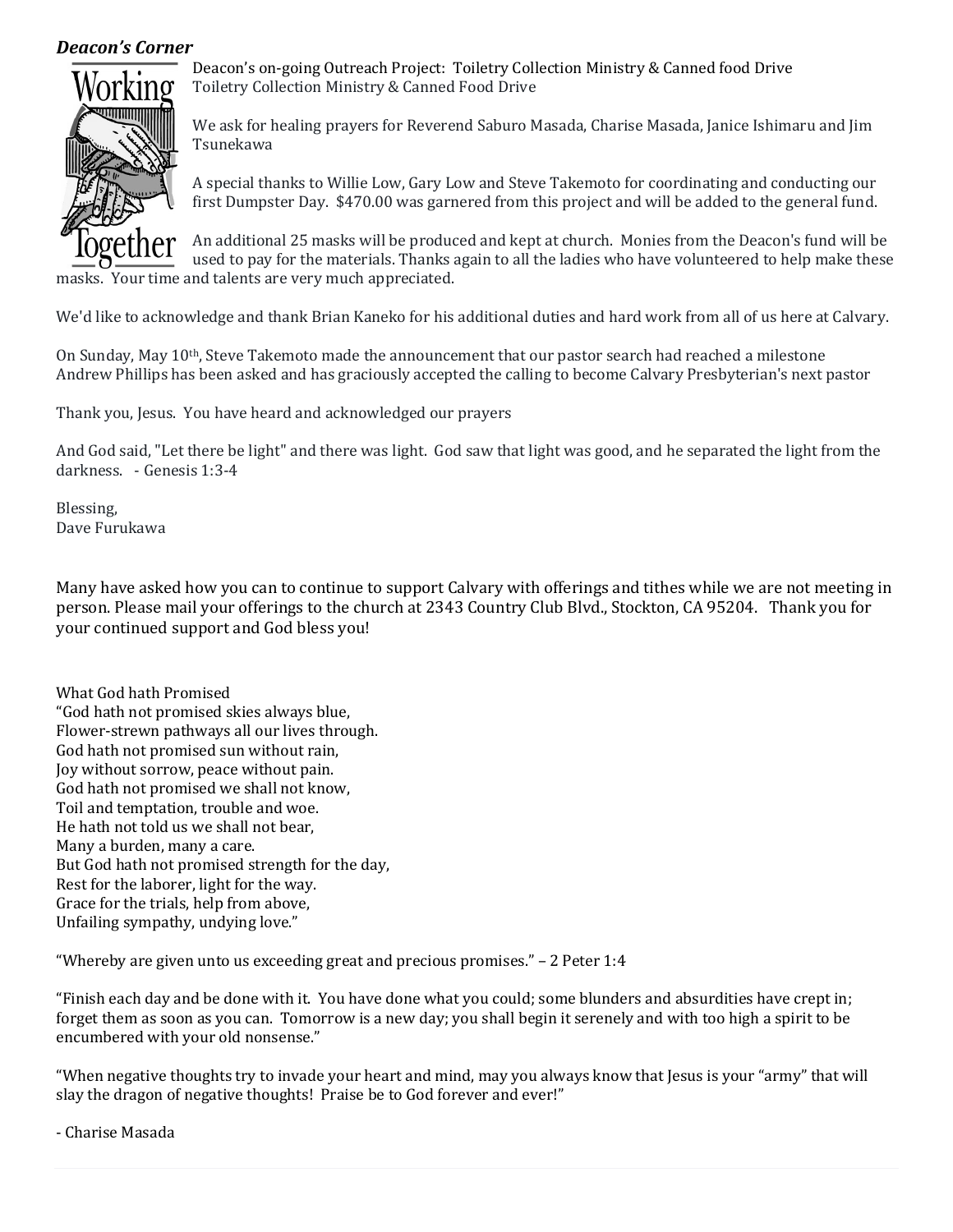***Deacon's Corner***

Deacon's on-going Outreach Project: Toiletry Collection Ministry & Canned food Drive
Toiletry Collection Ministry & Canned Food Drive

We ask for healing prayers for Reverend Saburo Masada, Charise Masada, Janice Ishimaru and Jim Tsunekawa

A special thanks to Willie Low, Gary Low and Steve Takemoto for coordinating and conducting our first Dumpster Day. $470.00 was garnered from this project and will be added to the general fund.

An additional 25 masks will be produced and kept at church. Monies from the Deacon's fund will be used to pay for the materials. Thanks again to all the ladies who have volunteered to help make these masks. Your time and talents are very much appreciated.

We'd like to acknowledge and thank Brian Kaneko for his additional duties and hard work from all of us here at Calvary.

On Sunday, May 10th, Steve Takemoto made the announcement that our pastor search had reached a milestone Andrew Phillips has been asked and has graciously accepted the calling to become Calvary Presbyterian's next pastor

Thank you, Jesus. You have heard and acknowledged our prayers

And God said, "Let there be light" and there was light. God saw that light was good, and he separated the light from the darkness. - Genesis 1:3-4

Blessing,
Dave Furukawa

Many have asked how you can to continue to support Calvary with offerings and tithes while we are not meeting in person. Please mail your offerings to the church at 2343 Country Club Blvd., Stockton, CA 95204. Thank you for your continued support and God bless you!

What God hath Promised
"God hath not promised skies always blue,
Flower-strewn pathways all our lives through.
God hath not promised sun without rain,
Joy without sorrow, peace without pain.
God hath not promised we shall not know,
Toil and temptation, trouble and woe.
He hath not told us we shall not bear,
Many a burden, many a care.
But God hath not promised strength for the day,
Rest for the laborer, light for the way.
Grace for the trials, help from above,
Unfailing sympathy, undying love."

"Whereby are given unto us exceeding great and precious promises." – 2 Peter 1:4

"Finish each day and be done with it. You have done what you could; some blunders and absurdities have crept in; forget them as soon as you can. Tomorrow is a new day; you shall begin it serenely and with too high a spirit to be encumbered with your old nonsense."

"When negative thoughts try to invade your heart and mind, may you always know that Jesus is your "army" that will slay the dragon of negative thoughts! Praise be to God forever and ever!"

- Charise Masada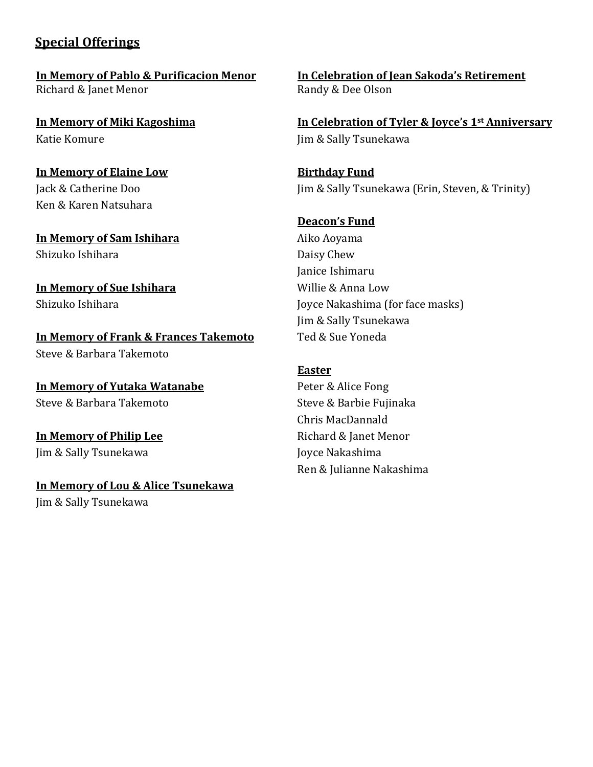## Special Offerings

**In Memory of Pablo & Purificacion Menor**
Richard & Janet Menor

**In Memory of Miki Kagoshima**
Katie Komure

**In Memory of Elaine Low**
Jack & Catherine Doo
Ken & Karen Natsuhara

**In Memory of Sam Ishihara**
Shizuko Ishihara

**In Memory of Sue Ishihara**
Shizuko Ishihara

**In Memory of Frank & Frances Takemoto**
Steve & Barbara Takemoto

**In Memory of Yutaka Watanabe**
Steve & Barbara Takemoto

**In Memory of Philip Lee**
Jim & Sally Tsunekawa

**In Memory of Lou & Alice Tsunekawa**
Jim & Sally Tsunekawa

**In Celebration of Jean Sakoda's Retirement**
Randy & Dee Olson

**In Celebration of Tyler & Joyce's 1st Anniversary**
Jim & Sally Tsunekawa

**Birthday Fund**
Jim & Sally Tsunekawa (Erin, Steven, & Trinity)

**Deacon's Fund**
Aiko Aoyama
Daisy Chew
Janice Ishimaru
Willie & Anna Low
Joyce Nakashima (for face masks)
Jim & Sally Tsunekawa
Ted & Sue Yoneda

**Easter**
Peter & Alice Fong
Steve & Barbie Fujinaka
Chris MacDannald
Richard & Janet Menor
Joyce Nakashima
Ren & Julianne Nakashima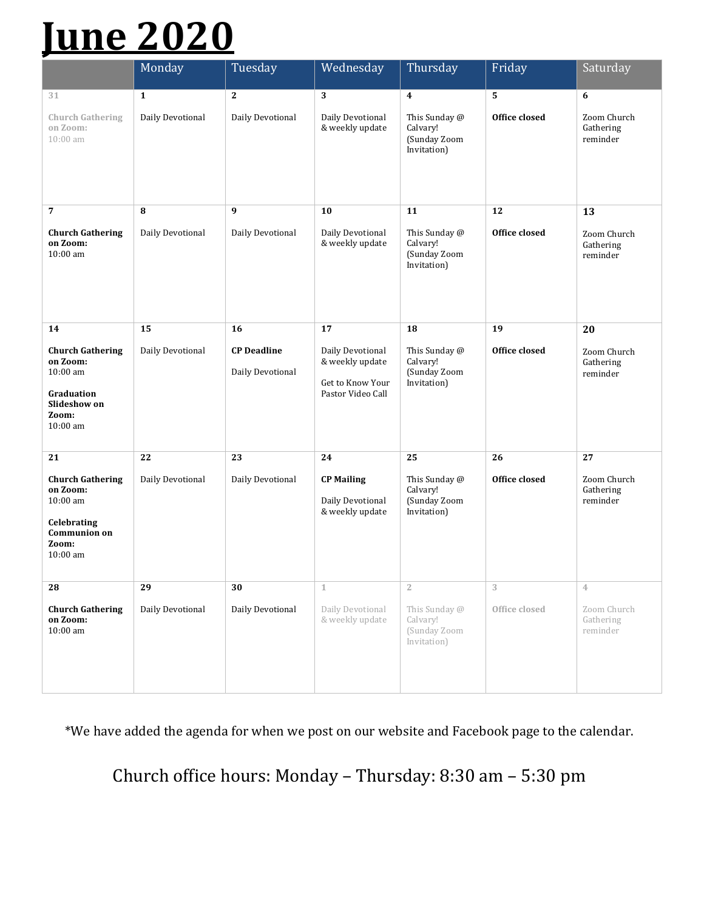# June 2020

| | Monday | Tuesday | Wednesday | Thursday | Friday | Saturday |
|---|---|---|---|---|---|---|
| 31<br><br>**Church Gathering on Zoom:**<br>10:00 am | 1<br><br>Daily Devotional | 2<br><br>Daily Devotional | 3<br><br>Daily Devotional & weekly update | 4<br><br>This Sunday @ Calvary! (Sunday Zoom Invitation) | 5<br><br>**Office closed** | 6<br><br>Zoom Church Gathering reminder |
| 7<br><br>**Church Gathering on Zoom:**<br>10:00 am | 8<br><br>Daily Devotional | 9<br><br>Daily Devotional | 10<br><br>Daily Devotional & weekly update | 11<br><br>This Sunday @ Calvary! (Sunday Zoom Invitation) | 12<br><br>**Office closed** | 13<br><br>Zoom Church Gathering reminder |
| 14<br><br>**Church Gathering on Zoom:**<br>10:00 am<br><br>**Graduation Slideshow on Zoom:**<br>10:00 am | 15<br><br>Daily Devotional | 16<br><br>**CP Deadline**<br><br>Daily Devotional | 17<br><br>Daily Devotional & weekly update<br><br>Get to Know Your Pastor Video Call | 18<br><br>This Sunday @ Calvary! (Sunday Zoom Invitation) | 19<br><br>**Office closed** | 20<br><br>Zoom Church Gathering reminder |
| 21<br><br>**Church Gathering on Zoom:**<br>10:00 am<br><br>**Celebrating Communion on Zoom:**<br>10:00 am | 22<br><br>Daily Devotional | 23<br><br>Daily Devotional | 24<br><br>**CP Mailing**<br><br>Daily Devotional & weekly update | 25<br><br>This Sunday @ Calvary! (Sunday Zoom Invitation) | 26<br><br>**Office closed** | 27<br><br>Zoom Church Gathering reminder |
| 28<br><br>**Church Gathering on Zoom:**<br>10:00 am | 29<br><br>Daily Devotional | 30<br><br>Daily Devotional | 1<br><br>Daily Devotional & weekly update | 2<br><br>This Sunday @ Calvary! (Sunday Zoom Invitation) | 3<br><br>**Office closed** | 4<br><br>Zoom Church Gathering reminder |

*We have added the agenda for when we post on our website and Facebook page to the calendar.

Church office hours: Monday – Thursday: 8:30 am – 5:30 pm